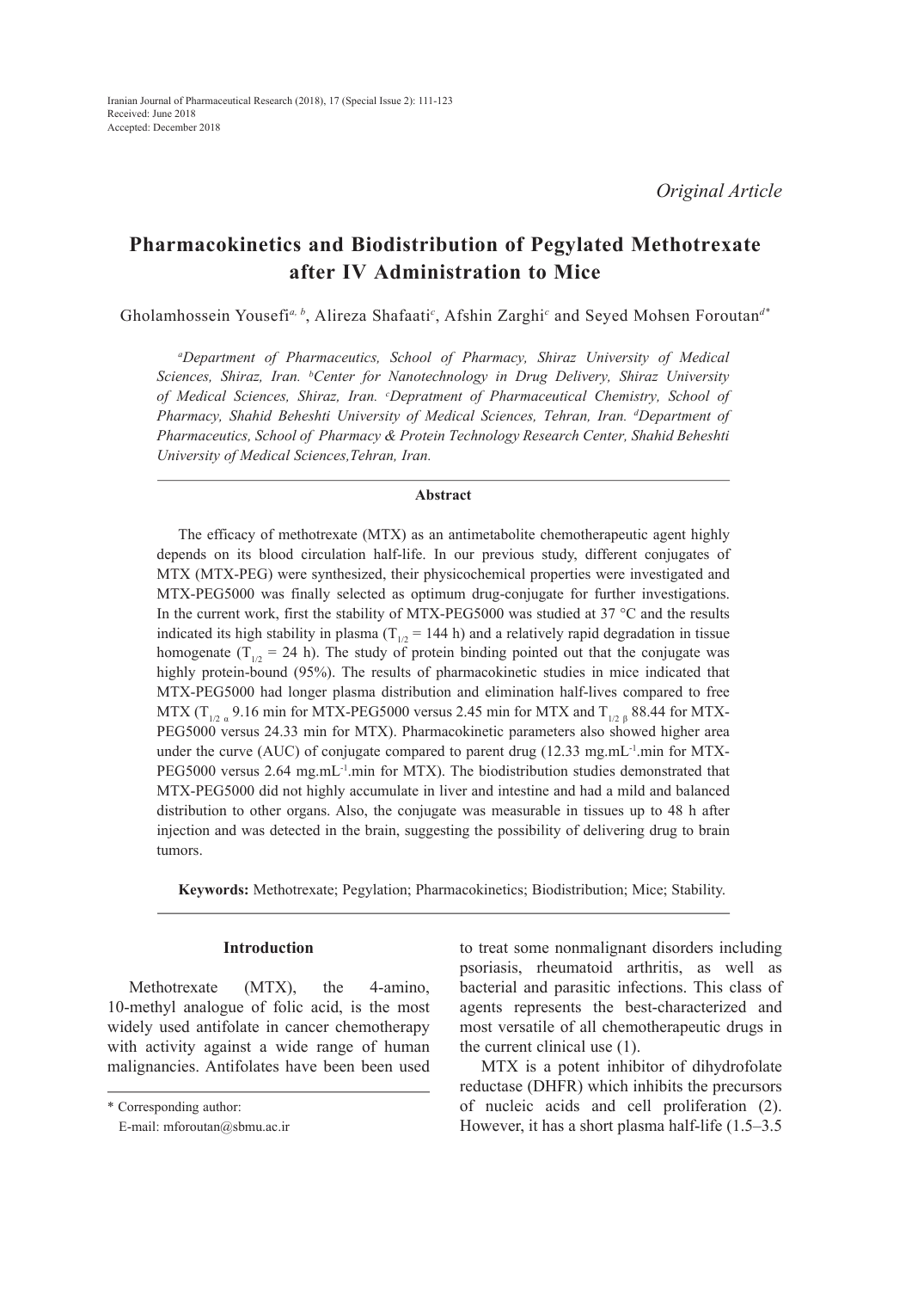Iranian Journal of Pharmaceutical Research (2018), 17 (Special Issue 2): 111-123
Received: June 2018
Accepted: December 2018

*Original Article*

# Pharmacokinetics and Biodistribution of Pegylated Methotrexate after IV Administration to Mice

Gholamhossein Yousefi[a, b], Alireza Shafaati[c], Afshin Zarghi[c] and Seyed Mohsen Foroutan[d*]

*[a]Department of Pharmaceutics, School of Pharmacy, Shiraz University of Medical Sciences, Shiraz, Iran. [b]Center for Nanotechnology in Drug Delivery, Shiraz University of Medical Sciences, Shiraz, Iran. [c]Depratment of Pharmaceutical Chemistry, School of Pharmacy, Shahid Beheshti University of Medical Sciences, Tehran, Iran. [d]Department of Pharmaceutics, School of Pharmacy & Protein Technology Research Center, Shahid Beheshti University of Medical Sciences,Tehran, Iran.*

## Abstract

The efficacy of methotrexate (MTX) as an antimetabolite chemotherapeutic agent highly depends on its blood circulation half-life. In our previous study, different conjugates of MTX (MTX-PEG) were synthesized, their physicochemical properties were investigated and MTX-PEG5000 was finally selected as optimum drug-conjugate for further investigations. In the current work, first the stability of MTX-PEG5000 was studied at 37 °C and the results indicated its high stability in plasma ($T_{1/2}$ = 144 h) and a relatively rapid degradation in tissue homogenate ($T_{1/2}$ = 24 h). The study of protein binding pointed out that the conjugate was highly protein-bound (95%). The results of pharmacokinetic studies in mice indicated that MTX-PEG5000 had longer plasma distribution and elimination half-lives compared to free MTX ($T_{1/2\ \alpha}$ 9.16 min for MTX-PEG5000 versus 2.45 min for MTX and $T_{1/2\ \beta}$ 88.44 for MTX-PEG5000 versus 24.33 min for MTX). Pharmacokinetic parameters also showed higher area under the curve (AUC) of conjugate compared to parent drug (12.33 mg.mL$^{-1}$.min for MTX-PEG5000 versus 2.64 mg.mL$^{-1}$.min for MTX). The biodistribution studies demonstrated that MTX-PEG5000 did not highly accumulate in liver and intestine and had a mild and balanced distribution to other organs. Also, the conjugate was measurable in tissues up to 48 h after injection and was detected in the brain, suggesting the possibility of delivering drug to brain tumors.

**Keywords:** Methotrexate; Pegylation; Pharmacokinetics; Biodistribution; Mice; Stability.

## Introduction

Methotrexate (MTX), the 4-amino, 10-methyl analogue of folic acid, is the most widely used antifolate in cancer chemotherapy with activity against a wide range of human malignancies. Antifolates have been been used to treat some nonmalignant disorders including psoriasis, rheumatoid arthritis, as well as bacterial and parasitic infections. This class of agents represents the best-characterized and most versatile of all chemotherapeutic drugs in the current clinical use (1).

MTX is a potent inhibitor of dihydrofolate reductase (DHFR) which inhibits the precursors of nucleic acids and cell proliferation (2). However, it has a short plasma half-life (1.5–3.5

\* Corresponding author:
E-mail: mforoutan@sbmu.ac.ir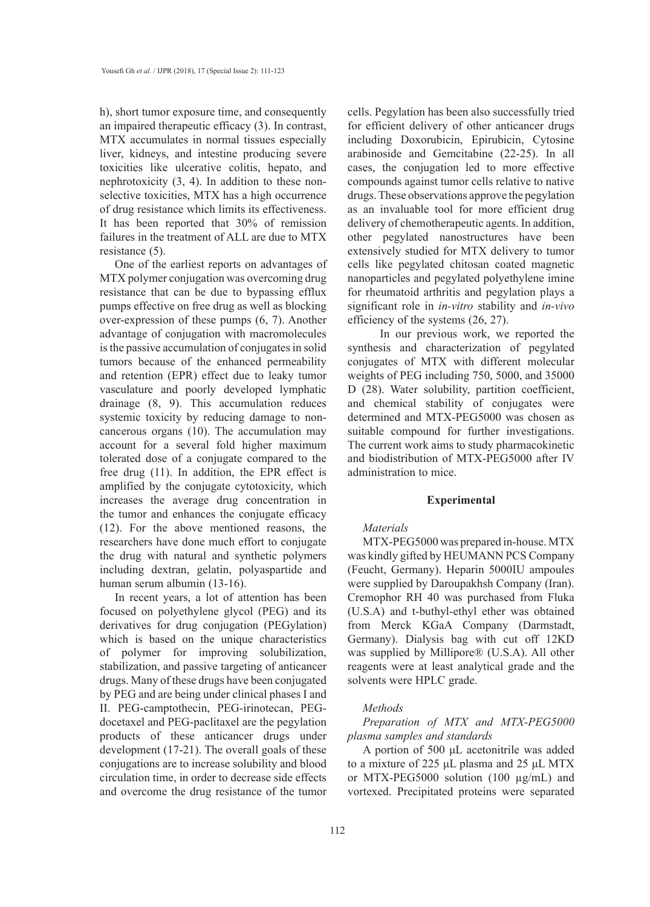h), short tumor exposure time, and consequently an impaired therapeutic efficacy (3). In contrast, MTX accumulates in normal tissues especially liver, kidneys, and intestine producing severe toxicities like ulcerative colitis, hepato, and nephrotoxicity (3, 4). In addition to these non-selective toxicities, MTX has a high occurrence of drug resistance which limits its effectiveness. It has been reported that 30% of remission failures in the treatment of ALL are due to MTX resistance (5).

One of the earliest reports on advantages of MTX polymer conjugation was overcoming drug resistance that can be due to bypassing efflux pumps effective on free drug as well as blocking over-expression of these pumps (6, 7). Another advantage of conjugation with macromolecules is the passive accumulation of conjugates in solid tumors because of the enhanced permeability and retention (EPR) effect due to leaky tumor vasculature and poorly developed lymphatic drainage (8, 9). This accumulation reduces systemic toxicity by reducing damage to non-cancerous organs (10). The accumulation may account for a several fold higher maximum tolerated dose of a conjugate compared to the free drug (11). In addition, the EPR effect is amplified by the conjugate cytotoxicity, which increases the average drug concentration in the tumor and enhances the conjugate efficacy (12). For the above mentioned reasons, the researchers have done much effort to conjugate the drug with natural and synthetic polymers including dextran, gelatin, polyaspartide and human serum albumin (13-16).

In recent years, a lot of attention has been focused on polyethylene glycol (PEG) and its derivatives for drug conjugation (PEGylation) which is based on the unique characteristics of polymer for improving solubilization, stabilization, and passive targeting of anticancer drugs. Many of these drugs have been conjugated by PEG and are being under clinical phases I and II. PEG-camptothecin, PEG-irinotecan, PEG-docetaxel and PEG-paclitaxel are the pegylation products of these anticancer drugs under development (17-21). The overall goals of these conjugations are to increase solubility and blood circulation time, in order to decrease side effects and overcome the drug resistance of the tumor cells. Pegylation has been also successfully tried for efficient delivery of other anticancer drugs including Doxorubicin, Epirubicin, Cytosine arabinoside and Gemcitabine (22-25). In all cases, the conjugation led to more effective compounds against tumor cells relative to native drugs. These observations approve the pegylation as an invaluable tool for more efficient drug delivery of chemotherapeutic agents. In addition, other pegylated nanostructures have been extensively studied for MTX delivery to tumor cells like pegylated chitosan coated magnetic nanoparticles and pegylated polyethylene imine for rheumatoid arthritis and pegylation plays a significant role in *in-vitro* stability and *in-vivo* efficiency of the systems (26, 27).

In our previous work, we reported the synthesis and characterization of pegylated conjugates of MTX with different molecular weights of PEG including 750, 5000, and 35000 D (28). Water solubility, partition coefficient, and chemical stability of conjugates were determined and MTX-PEG5000 was chosen as suitable compound for further investigations. The current work aims to study pharmacokinetic and biodistribution of MTX-PEG5000 after IV administration to mice.

## Experimental

### *Materials*

MTX-PEG5000 was prepared in-house. MTX was kindly gifted by HEUMANN PCS Company (Feucht, Germany). Heparin 5000IU ampoules were supplied by Daroupakhsh Company (Iran). Cremophor RH 40 was purchased from Fluka (U.S.A) and t-buthyl-ethyl ether was obtained from Merck KGaA Company (Darmstadt, Germany). Dialysis bag with cut off 12KD was supplied by Millipore® (U.S.A). All other reagents were at least analytical grade and the solvents were HPLC grade.

### *Methods*

*Preparation of MTX and MTX-PEG5000 plasma samples and standards*

A portion of 500 µL acetonitrile was added to a mixture of 225 µL plasma and 25 µL MTX or MTX-PEG5000 solution (100 µg/mL) and vortexed. Precipitated proteins were separated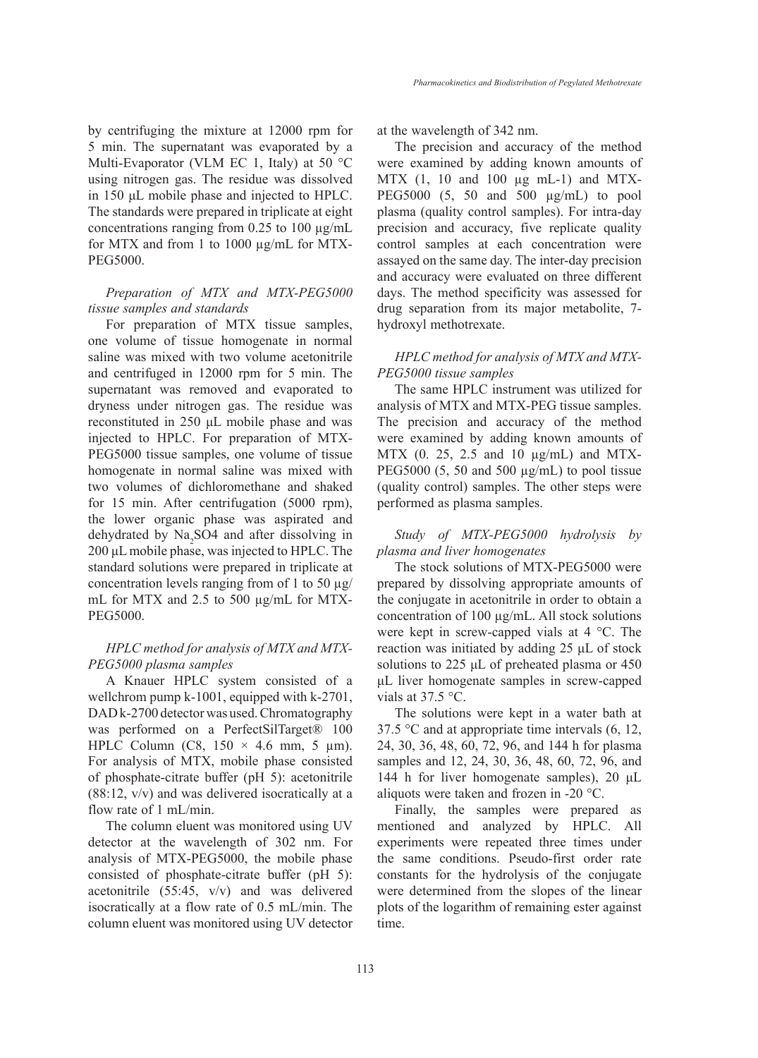by centrifuging the mixture at 12000 rpm for 5 min. The supernatant was evaporated by a Multi-Evaporator (VLM EC 1, Italy) at 50 °C using nitrogen gas. The residue was dissolved in 150 µL mobile phase and injected to HPLC. The standards were prepared in triplicate at eight concentrations ranging from 0.25 to 100 µg/mL for MTX and from 1 to 1000 µg/mL for MTX-PEG5000.

### *Preparation of MTX and MTX-PEG5000 tissue samples and standards*

For preparation of MTX tissue samples, one volume of tissue homogenate in normal saline was mixed with two volume acetonitrile and centrifuged in 12000 rpm for 5 min. The supernatant was removed and evaporated to dryness under nitrogen gas. The residue was reconstituted in 250 µL mobile phase and was injected to HPLC. For preparation of MTX-PEG5000 tissue samples, one volume of tissue homogenate in normal saline was mixed with two volumes of dichloromethane and shaked for 15 min. After centrifugation (5000 rpm), the lower organic phase was aspirated and dehydrated by $Na_2SO4$ and after dissolving in 200 µL mobile phase, was injected to HPLC. The standard solutions were prepared in triplicate at concentration levels ranging from of 1 to 50 µg/mL for MTX and 2.5 to 500 µg/mL for MTX-PEG5000.

### *HPLC method for analysis of MTX and MTX-PEG5000 plasma samples*

A Knauer HPLC system consisted of a wellchrom pump k-1001, equipped with k-2701, DAD k-2700 detector was used. Chromatography was performed on a PerfectSilTarget® 100 HPLC Column (C8, 150 × 4.6 mm, 5 µm). For analysis of MTX, mobile phase consisted of phosphate-citrate buffer (pH 5): acetonitrile (88:12, v/v) and was delivered isocratically at a flow rate of 1 mL/min.

The column eluent was monitored using UV detector at the wavelength of 302 nm. For analysis of MTX-PEG5000, the mobile phase consisted of phosphate-citrate buffer (pH 5): acetonitrile (55:45, v/v) and was delivered isocratically at a flow rate of 0.5 mL/min. The column eluent was monitored using UV detector at the wavelength of 342 nm.

The precision and accuracy of the method were examined by adding known amounts of MTX (1, 10 and 100 µg mL-1) and MTX-PEG5000 (5, 50 and 500 µg/mL) to pool plasma (quality control samples). For intra-day precision and accuracy, five replicate quality control samples at each concentration were assayed on the same day. The inter-day precision and accuracy were evaluated on three different days. The method specificity was assessed for drug separation from its major metabolite, 7-hydroxyl methotrexate.

### *HPLC method for analysis of MTX and MTX-PEG5000 tissue samples*

The same HPLC instrument was utilized for analysis of MTX and MTX-PEG tissue samples. The precision and accuracy of the method were examined by adding known amounts of MTX (0. 25, 2.5 and 10 µg/mL) and MTX-PEG5000 (5, 50 and 500 µg/mL) to pool tissue (quality control) samples. The other steps were performed as plasma samples.

### *Study of MTX-PEG5000 hydrolysis by plasma and liver homogenates*

The stock solutions of MTX-PEG5000 were prepared by dissolving appropriate amounts of the conjugate in acetonitrile in order to obtain a concentration of 100 µg/mL. All stock solutions were kept in screw-capped vials at 4 °C. The reaction was initiated by adding 25 µL of stock solutions to 225 µL of preheated plasma or 450 µL liver homogenate samples in screw-capped vials at 37.5 °C.

The solutions were kept in a water bath at 37.5 °C and at appropriate time intervals (6, 12, 24, 30, 36, 48, 60, 72, 96, and 144 h for plasma samples and 12, 24, 30, 36, 48, 60, 72, 96, and 144 h for liver homogenate samples), 20 µL aliquots were taken and frozen in -20 °C.

Finally, the samples were prepared as mentioned and analyzed by HPLC. All experiments were repeated three times under the same conditions. Pseudo-first order rate constants for the hydrolysis of the conjugate were determined from the slopes of the linear plots of the logarithm of remaining ester against time.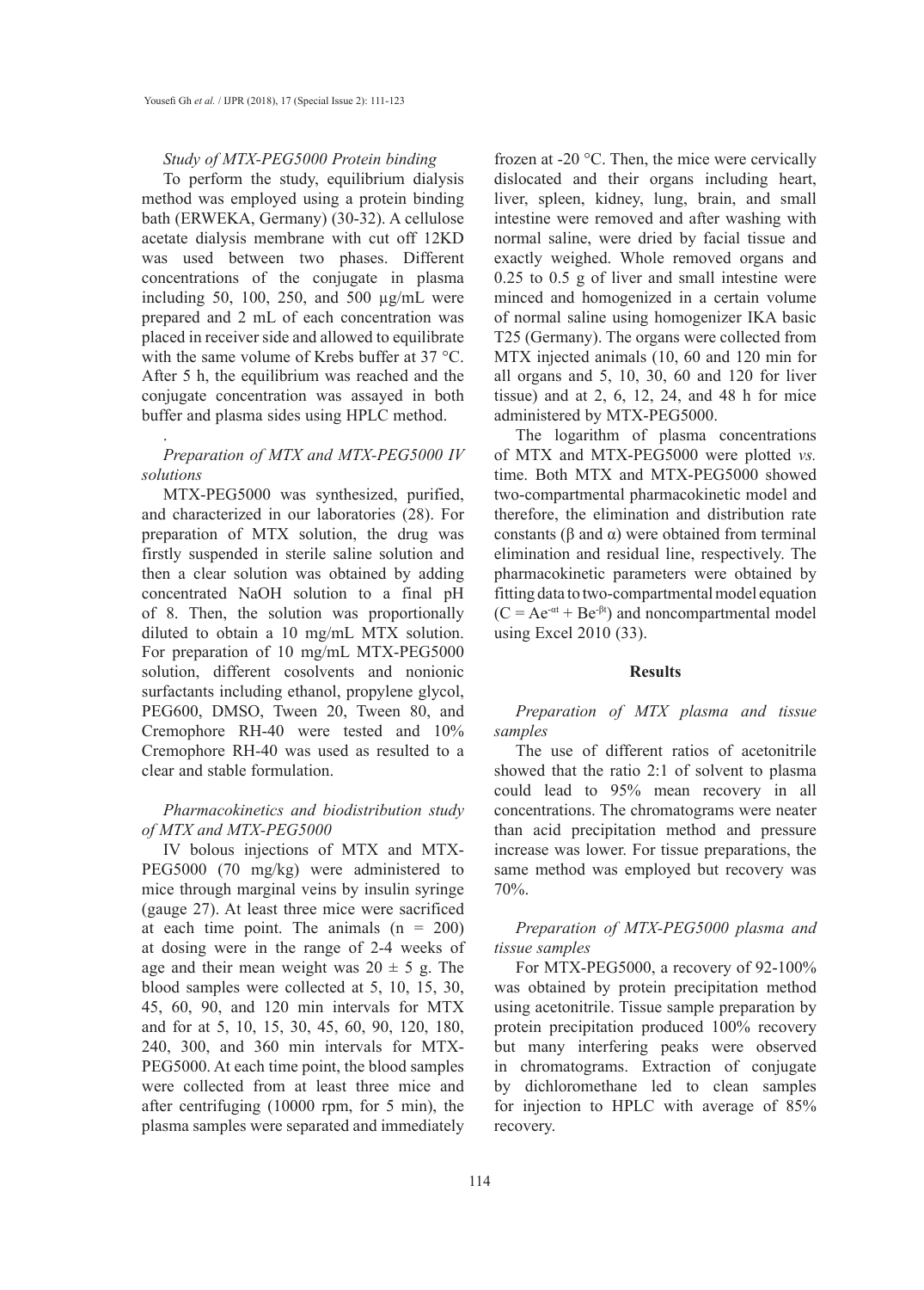*Study of MTX-PEG5000 Protein binding*

To perform the study, equilibrium dialysis method was employed using a protein binding bath (ERWEKA, Germany) (30-32). A cellulose acetate dialysis membrane with cut off 12KD was used between two phases. Different concentrations of the conjugate in plasma including 50, 100, 250, and 500 µg/mL were prepared and 2 mL of each concentration was placed in receiver side and allowed to equilibrate with the same volume of Krebs buffer at 37 °C. After 5 h, the equilibrium was reached and the conjugate concentration was assayed in both buffer and plasma sides using HPLC method.

.

*Preparation of MTX and MTX-PEG5000 IV solutions*

MTX-PEG5000 was synthesized, purified, and characterized in our laboratories (28). For preparation of MTX solution, the drug was firstly suspended in sterile saline solution and then a clear solution was obtained by adding concentrated NaOH solution to a final pH of 8. Then, the solution was proportionally diluted to obtain a 10 mg/mL MTX solution. For preparation of 10 mg/mL MTX-PEG5000 solution, different cosolvents and nonionic surfactants including ethanol, propylene glycol, PEG600, DMSO, Tween 20, Tween 80, and Cremophore RH-40 were tested and 10% Cremophore RH-40 was used as resulted to a clear and stable formulation.

*Pharmacokinetics and biodistribution study of MTX and MTX-PEG5000*

IV bolous injections of MTX and MTX-PEG5000 (70 mg/kg) were administered to mice through marginal veins by insulin syringe (gauge 27). At least three mice were sacrificed at each time point. The animals (n = 200) at dosing were in the range of 2-4 weeks of age and their mean weight was 20 ± 5 g. The blood samples were collected at 5, 10, 15, 30, 45, 60, 90, and 120 min intervals for MTX and for at 5, 10, 15, 30, 45, 60, 90, 120, 180, 240, 300, and 360 min intervals for MTX-PEG5000. At each time point, the blood samples were collected from at least three mice and after centrifuging (10000 rpm, for 5 min), the plasma samples were separated and immediately frozen at -20 °C. Then, the mice were cervically dislocated and their organs including heart, liver, spleen, kidney, lung, brain, and small intestine were removed and after washing with normal saline, were dried by facial tissue and exactly weighed. Whole removed organs and 0.25 to 0.5 g of liver and small intestine were minced and homogenized in a certain volume of normal saline using homogenizer IKA basic T25 (Germany). The organs were collected from MTX injected animals (10, 60 and 120 min for all organs and 5, 10, 30, 60 and 120 for liver tissue) and at 2, 6, 12, 24, and 48 h for mice administered by MTX-PEG5000.

The logarithm of plasma concentrations of MTX and MTX-PEG5000 were plotted *vs.* time. Both MTX and MTX-PEG5000 showed two-compartmental pharmacokinetic model and therefore, the elimination and distribution rate constants (β and α) were obtained from terminal elimination and residual line, respectively. The pharmacokinetic parameters were obtained by fitting data to two-compartmental model equation ($C = Ae^{-\alpha t} + Be^{-\beta t}$) and noncompartmental model using Excel 2010 (33).

## Results

*Preparation of MTX plasma and tissue samples*

The use of different ratios of acetonitrile showed that the ratio 2:1 of solvent to plasma could lead to 95% mean recovery in all concentrations. The chromatograms were neater than acid precipitation method and pressure increase was lower. For tissue preparations, the same method was employed but recovery was 70%.

*Preparation of MTX-PEG5000 plasma and tissue samples*

For MTX-PEG5000, a recovery of 92-100% was obtained by protein precipitation method using acetonitrile. Tissue sample preparation by protein precipitation produced 100% recovery but many interfering peaks were observed in chromatograms. Extraction of conjugate by dichloromethane led to clean samples for injection to HPLC with average of 85% recovery.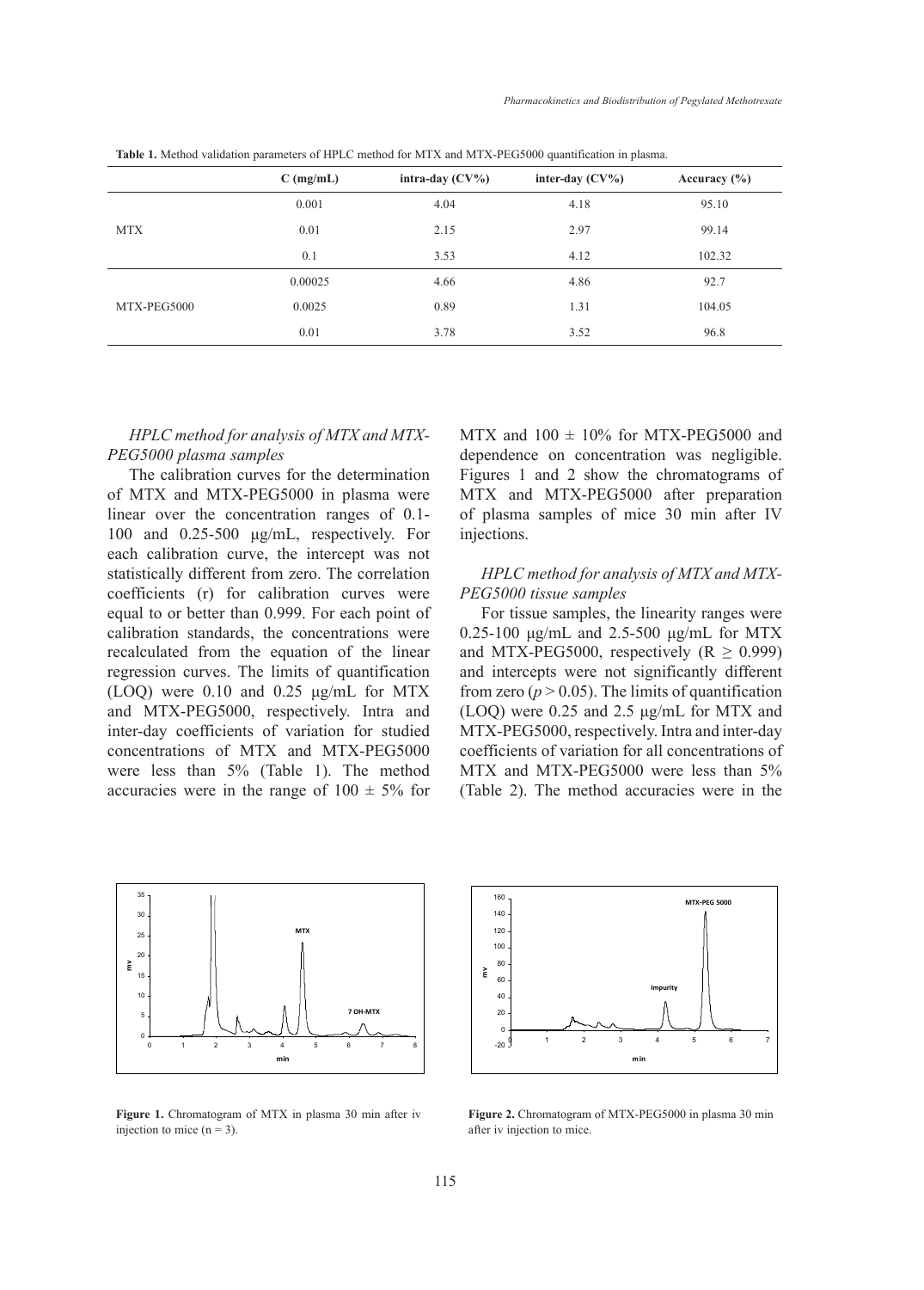**Table 1.** Method validation parameters of HPLC method for MTX and MTX-PEG5000 quantification in plasma.

| | C (mg/mL) | intra-day (CV%) | inter-day (CV%) | Accuracy (%) |
|---|---|---|---|---|
| MTX | 0.001 | 4.04 | 4.18 | 95.10 |
| | 0.01 | 2.15 | 2.97 | 99.14 |
| | 0.1 | 3.53 | 4.12 | 102.32 |
| MTX-PEG5000 | 0.00025 | 4.66 | 4.86 | 92.7 |
| | 0.0025 | 0.89 | 1.31 | 104.05 |
| | 0.01 | 3.78 | 3.52 | 96.8 |

### *HPLC method for analysis of MTX and MTX-PEG5000 plasma samples*

The calibration curves for the determination of MTX and MTX-PEG5000 in plasma were linear over the concentration ranges of 0.1-100 and 0.25-500 µg/mL, respectively. For each calibration curve, the intercept was not statistically different from zero. The correlation coefficients (r) for calibration curves were equal to or better than 0.999. For each point of calibration standards, the concentrations were recalculated from the equation of the linear regression curves. The limits of quantification (LOQ) were 0.10 and 0.25 µg/mL for MTX and MTX-PEG5000, respectively. Intra and inter-day coefficients of variation for studied concentrations of MTX and MTX-PEG5000 were less than 5% (Table 1). The method accuracies were in the range of $100 \pm 5\%$ for MTX and $100 \pm 10\%$ for MTX-PEG5000 and dependence on concentration was negligible. Figures 1 and 2 show the chromatograms of MTX and MTX-PEG5000 after preparation of plasma samples of mice 30 min after IV injections.

### *HPLC method for analysis of MTX and MTX-PEG5000 tissue samples*

For tissue samples, the linearity ranges were 0.25-100 µg/mL and 2.5-500 µg/mL for MTX and MTX-PEG5000, respectively ($R \geq 0.999$) and intercepts were not significantly different from zero ($p > 0.05$). The limits of quantification (LOQ) were 0.25 and 2.5 µg/mL for MTX and MTX-PEG5000, respectively. Intra and inter-day coefficients of variation for all concentrations of MTX and MTX-PEG5000 were less than 5% (Table 2). The method accuracies were in the

**Figure 1.** Chromatogram of MTX in plasma 30 min after iv injection to mice (n = 3).

**Figure 2.** Chromatogram of MTX-PEG5000 in plasma 30 min after iv injection to mice.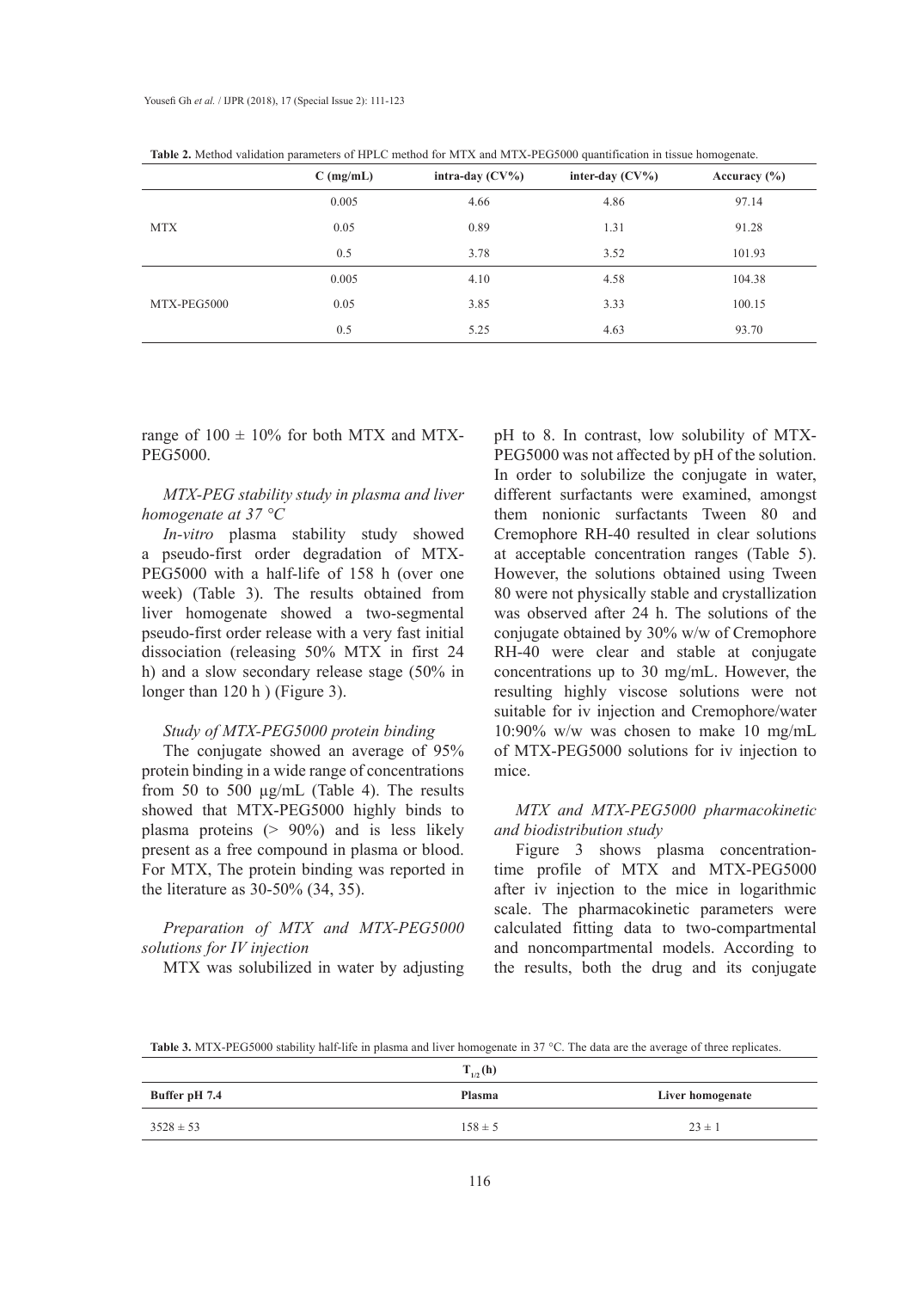**Table 2.** Method validation parameters of HPLC method for MTX and MTX-PEG5000 quantification in tissue homogenate.

| | C (mg/mL) | intra-day (CV%) | inter-day (CV%) | Accuracy (%) |
|---|---|---|---|---|
| MTX | 0.005 | 4.66 | 4.86 | 97.14 |
| | 0.05 | 0.89 | 1.31 | 91.28 |
| | 0.5 | 3.78 | 3.52 | 101.93 |
| MTX-PEG5000 | 0.005 | 4.10 | 4.58 | 104.38 |
| | 0.05 | 3.85 | 3.33 | 100.15 |
| | 0.5 | 5.25 | 4.63 | 93.70 |

range of $100 \pm 10\%$ for both MTX and MTX-PEG5000.

*MTX-PEG stability study in plasma and liver homogenate at 37 °C*

*In-vitro* plasma stability study showed a pseudo-first order degradation of MTX-PEG5000 with a half-life of 158 h (over one week) (Table 3). The results obtained from liver homogenate showed a two-segmental pseudo-first order release with a very fast initial dissociation (releasing 50% MTX in first 24 h) and a slow secondary release stage (50% in longer than 120 h ) (Figure 3).

*Study of MTX-PEG5000 protein binding*

The conjugate showed an average of 95% protein binding in a wide range of concentrations from 50 to 500 μg/mL (Table 4). The results showed that MTX-PEG5000 highly binds to plasma proteins (> 90%) and is less likely present as a free compound in plasma or blood. For MTX, The protein binding was reported in the literature as 30-50% (34, 35).

*Preparation of MTX and MTX-PEG5000 solutions for IV injection*

MTX was solubilized in water by adjusting pH to 8. In contrast, low solubility of MTX-PEG5000 was not affected by pH of the solution. In order to solubilize the conjugate in water, different surfactants were examined, amongst them nonionic surfactants Tween 80 and Cremophore RH-40 resulted in clear solutions at acceptable concentration ranges (Table 5). However, the solutions obtained using Tween 80 were not physically stable and crystallization was observed after 24 h. The solutions of the conjugate obtained by 30% w/w of Cremophore RH-40 were clear and stable at conjugate concentrations up to 30 mg/mL. However, the resulting highly viscose solutions were not suitable for iv injection and Cremophore/water 10:90% w/w was chosen to make 10 mg/mL of MTX-PEG5000 solutions for iv injection to mice.

*MTX and MTX-PEG5000 pharmacokinetic and biodistribution study*

Figure 3 shows plasma concentration-time profile of MTX and MTX-PEG5000 after iv injection to the mice in logarithmic scale. The pharmacokinetic parameters were calculated fitting data to two-compartmental and noncompartmental models. According to the results, both the drug and its conjugate

**Table 3.** MTX-PEG5000 stability half-life in plasma and liver homogenate in 37 °C. The data are the average of three replicates.

| $T_{1/2}$ (h) | | |
|---|---|---|
| Buffer pH 7.4 | Plasma | Liver homogenate |
| $3528 \pm 53$ | $158 \pm 5$ | $23 \pm 1$ |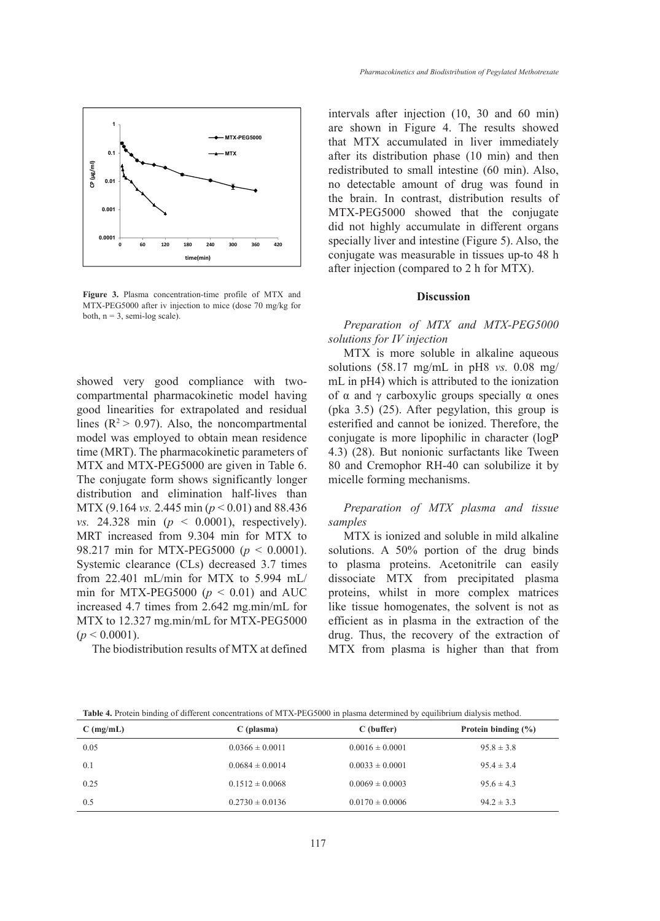Figure 3. Plasma concentration-time profile of MTX and MTX-PEG5000 after iv injection to mice (dose 70 mg/kg for both, n = 3, semi-log scale).

showed very good compliance with two-compartmental pharmacokinetic model having good linearities for extrapolated and residual lines ($R^2 > 0.97$). Also, the noncompartmental model was employed to obtain mean residence time (MRT). The pharmacokinetic parameters of MTX and MTX-PEG5000 are given in Table 6. The conjugate form shows significantly longer distribution and elimination half-lives than MTX (9.164 *vs.* 2.445 min ($p < 0.01$) and 88.436 *vs.* 24.328 min ($p < 0.0001$), respectively). MRT increased from 9.304 min for MTX to 98.217 min for MTX-PEG5000 ($p < 0.0001$). Systemic clearance (CLs) decreased 3.7 times from 22.401 mL/min for MTX to 5.994 mL/min for MTX-PEG5000 ($p < 0.01$) and AUC increased 4.7 times from 2.642 mg.min/mL for MTX to 12.327 mg.min/mL for MTX-PEG5000 ($p < 0.0001$).

The biodistribution results of MTX at defined intervals after injection (10, 30 and 60 min) are shown in Figure 4. The results showed that MTX accumulated in liver immediately after its distribution phase (10 min) and then redistributed to small intestine (60 min). Also, no detectable amount of drug was found in the brain. In contrast, distribution results of MTX-PEG5000 showed that the conjugate did not highly accumulate in different organs specially liver and intestine (Figure 5). Also, the conjugate was measurable in tissues up-to 48 h after injection (compared to 2 h for MTX).

## Discussion

*Preparation of MTX and MTX-PEG5000 solutions for IV injection*

MTX is more soluble in alkaline aqueous solutions (58.17 mg/mL in pH8 *vs.* 0.08 mg/mL in pH4) which is attributed to the ionization of α and γ carboxylic groups specially α ones (pka 3.5) (25). After pegylation, this group is esterified and cannot be ionized. Therefore, the conjugate is more lipophilic in character (logP 4.3) (28). But nonionic surfactants like Tween 80 and Cremophor RH-40 can solubilize it by micelle forming mechanisms.

*Preparation of MTX plasma and tissue samples*

MTX is ionized and soluble in mild alkaline solutions. A 50% portion of the drug binds to plasma proteins. Acetonitrile can easily dissociate MTX from precipitated plasma proteins, whilst in more complex matrices like tissue homogenates, the solvent is not as efficient as in plasma in the extraction of the drug. Thus, the recovery of the extraction of MTX from plasma is higher than that from

**Table 4.** Protein binding of different concentrations of MTX-PEG5000 in plasma determined by equilibrium dialysis method.

| C (mg/mL) | C (plasma) | C (buffer) | Protein binding (%) |
|---|---|---|---|
| 0.05 | 0.0366 ± 0.0011 | 0.0016 ± 0.0001 | 95.8 ± 3.8 |
| 0.1 | 0.0684 ± 0.0014 | 0.0033 ± 0.0001 | 95.4 ± 3.4 |
| 0.25 | 0.1512 ± 0.0068 | 0.0069 ± 0.0003 | 95.6 ± 4.3 |
| 0.5 | 0.2730 ± 0.0136 | 0.0170 ± 0.0006 | 94.2 ± 3.3 |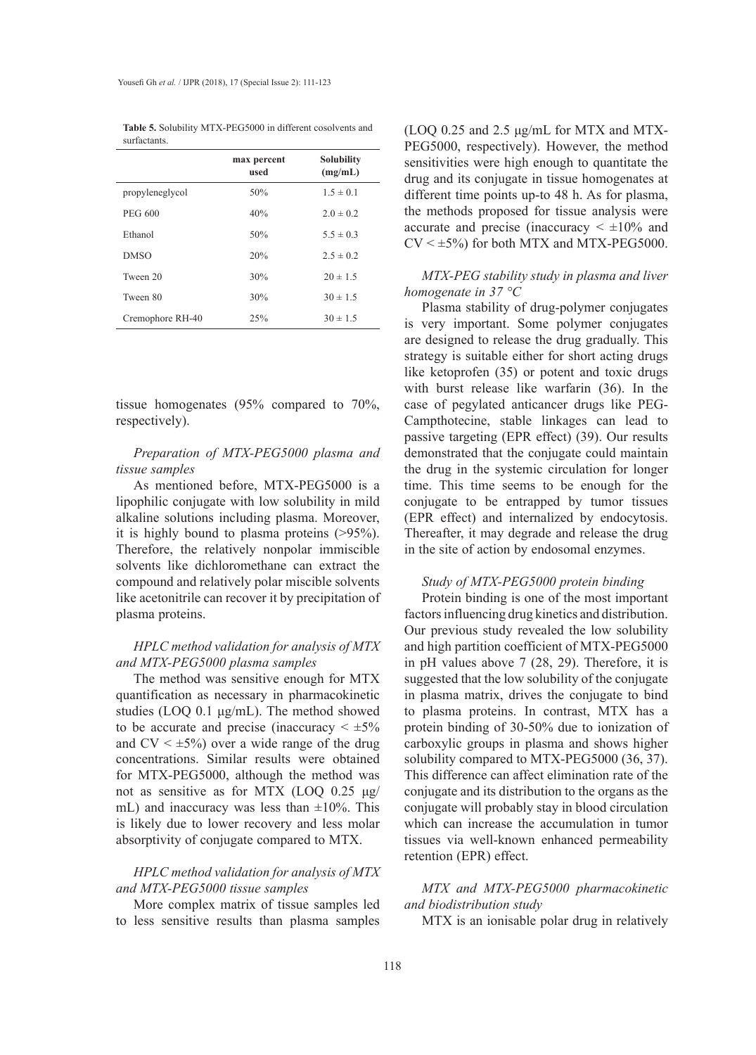**Table 5.** Solubility MTX-PEG5000 in different cosolvents and surfactants.

| | max percent used | Solubility (mg/mL) |
|---|---|---|
| propyleneglycol | 50% | 1.5 ± 0.1 |
| PEG 600 | 40% | 2.0 ± 0.2 |
| Ethanol | 50% | 5.5 ± 0.3 |
| DMSO | 20% | 2.5 ± 0.2 |
| Tween 20 | 30% | 20 ± 1.5 |
| Tween 80 | 30% | 30 ± 1.5 |
| Cremophore RH-40 | 25% | 30 ± 1.5 |

tissue homogenates (95% compared to 70%, respectively).

*Preparation of MTX-PEG5000 plasma and tissue samples*

As mentioned before, MTX-PEG5000 is a lipophilic conjugate with low solubility in mild alkaline solutions including plasma. Moreover, it is highly bound to plasma proteins (>95%). Therefore, the relatively nonpolar immiscible solvents like dichloromethane can extract the compound and relatively polar miscible solvents like acetonitrile can recover it by precipitation of plasma proteins.

*HPLC method validation for analysis of MTX and MTX-PEG5000 plasma samples*

The method was sensitive enough for MTX quantification as necessary in pharmacokinetic studies (LOQ 0.1 µg/mL). The method showed to be accurate and precise (inaccuracy < ±5% and CV < ±5%) over a wide range of the drug concentrations. Similar results were obtained for MTX-PEG5000, although the method was not as sensitive as for MTX (LOQ 0.25 µg/mL) and inaccuracy was less than ±10%. This is likely due to lower recovery and less molar absorptivity of conjugate compared to MTX.

*HPLC method validation for analysis of MTX and MTX-PEG5000 tissue samples*

More complex matrix of tissue samples led to less sensitive results than plasma samples (LOQ 0.25 and 2.5 µg/mL for MTX and MTX-PEG5000, respectively). However, the method sensitivities were high enough to quantitate the drug and its conjugate in tissue homogenates at different time points up-to 48 h. As for plasma, the methods proposed for tissue analysis were accurate and precise (inaccuracy < ±10% and CV < ±5%) for both MTX and MTX-PEG5000.

*MTX-PEG stability study in plasma and liver homogenate in 37 °C*

Plasma stability of drug-polymer conjugates is very important. Some polymer conjugates are designed to release the drug gradually. This strategy is suitable either for short acting drugs like ketoprofen (35) or potent and toxic drugs with burst release like warfarin (36). In the case of pegylated anticancer drugs like PEG-Campthotecine, stable linkages can lead to passive targeting (EPR effect) (39). Our results demonstrated that the conjugate could maintain the drug in the systemic circulation for longer time. This time seems to be enough for the conjugate to be entrapped by tumor tissues (EPR effect) and internalized by endocytosis. Thereafter, it may degrade and release the drug in the site of action by endosomal enzymes.

*Study of MTX-PEG5000 protein binding*

Protein binding is one of the most important factors influencing drug kinetics and distribution. Our previous study revealed the low solubility and high partition coefficient of MTX-PEG5000 in pH values above 7 (28, 29). Therefore, it is suggested that the low solubility of the conjugate in plasma matrix, drives the conjugate to bind to plasma proteins. In contrast, MTX has a protein binding of 30-50% due to ionization of carboxylic groups in plasma and shows higher solubility compared to MTX-PEG5000 (36, 37). This difference can affect elimination rate of the conjugate and its distribution to the organs as the conjugate will probably stay in blood circulation which can increase the accumulation in tumor tissues via well-known enhanced permeability retention (EPR) effect.

*MTX and MTX-PEG5000 pharmacokinetic and biodistribution study*

MTX is an ionisable polar drug in relatively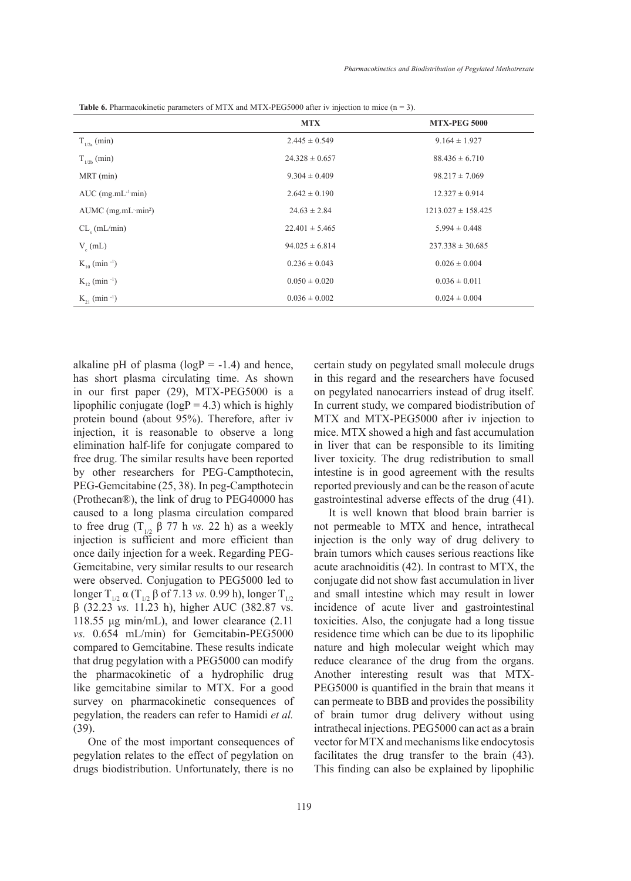**Table 6.** Pharmacokinetic parameters of MTX and MTX-PEG5000 after iv injection to mice (n = 3).

| | MTX | MTX-PEG 5000 |
|---|---|---|
| $T_{1/2a}$ (min) | 2.445 ± 0.549 | 9.164 ± 1.927 |
| $T_{1/2b}$ (min) | 24.328 ± 0.657 | 88.436 ± 6.710 |
| MRT (min) | 9.304 ± 0.409 | 98.217 ± 7.069 |
| AUC ($mg.mL^{-1}min$) | 2.642 ± 0.190 | 12.327 ± 0.914 |
| AUMC ($mg.mL^{-}min^{2}$) | 24.63 ± 2.84 | 1213.027 ± 158.425 |
| $CL_s$ (mL/min) | 22.401 ± 5.465 | 5.994 ± 0.448 |
| $V_c$ (mL) | 94.025 ± 6.814 | 237.338 ± 30.685 |
| $K_{10}$ ($min^{-1}$) | 0.236 ± 0.043 | 0.026 ± 0.004 |
| $K_{12}$ ($min^{-1}$) | 0.050 ± 0.020 | 0.036 ± 0.011 |
| $K_{21}$ ($min^{-1}$) | 0.036 ± 0.002 | 0.024 ± 0.004 |

alkaline pH of plasma (logP = -1.4) and hence, has short plasma circulating time. As shown in our first paper (29), MTX-PEG5000 is a lipophilic conjugate (logP = 4.3) which is highly protein bound (about 95%). Therefore, after iv injection, it is reasonable to observe a long elimination half-life for conjugate compared to free drug. The similar results have been reported by other researchers for PEG-Campthotecin, PEG-Gemcitabine (25, 38). In peg-Campthotecin (Prothecan®), the link of drug to PEG40000 has caused to a long plasma circulation compared to free drug ($T_{1/2}$ β 77 h *vs.* 22 h) as a weekly injection is sufficient and more efficient than once daily injection for a week. Regarding PEG-Gemcitabine, very similar results to our research were observed. Conjugation to PEG5000 led to longer $T_{1/2}$ α ($T_{1/2}$ β of 7.13 *vs.* 0.99 h), longer $T_{1/2}$ β (32.23 *vs.* 11.23 h), higher AUC (382.87 vs. 118.55 µg min/mL), and lower clearance (2.11 *vs.* 0.654 mL/min) for Gemcitabin-PEG5000 compared to Gemcitabine. These results indicate that drug pegylation with a PEG5000 can modify the pharmacokinetic of a hydrophilic drug like gemcitabine similar to MTX. For a good survey on pharmacokinetic consequences of pegylation, the readers can refer to Hamidi *et al.* (39).

One of the most important consequences of pegylation relates to the effect of pegylation on drugs biodistribution. Unfortunately, there is no certain study on pegylated small molecule drugs in this regard and the researchers have focused on pegylated nanocarriers instead of drug itself. In current study, we compared biodistribution of MTX and MTX-PEG5000 after iv injection to mice. MTX showed a high and fast accumulation in liver that can be responsible to its limiting liver toxicity. The drug redistribution to small intestine is in good agreement with the results reported previously and can be the reason of acute gastrointestinal adverse effects of the drug (41).

It is well known that blood brain barrier is not permeable to MTX and hence, intrathecal injection is the only way of drug delivery to brain tumors which causes serious reactions like acute arachnoiditis (42). In contrast to MTX, the conjugate did not show fast accumulation in liver and small intestine which may result in lower incidence of acute liver and gastrointestinal toxicities. Also, the conjugate had a long tissue residence time which can be due to its lipophilic nature and high molecular weight which may reduce clearance of the drug from the organs. Another interesting result was that MTX-PEG5000 is quantified in the brain that means it can permeate to BBB and provides the possibility of brain tumor drug delivery without using intrathecal injections. PEG5000 can act as a brain vector for MTX and mechanisms like endocytosis facilitates the drug transfer to the brain (43). This finding can also be explained by lipophilic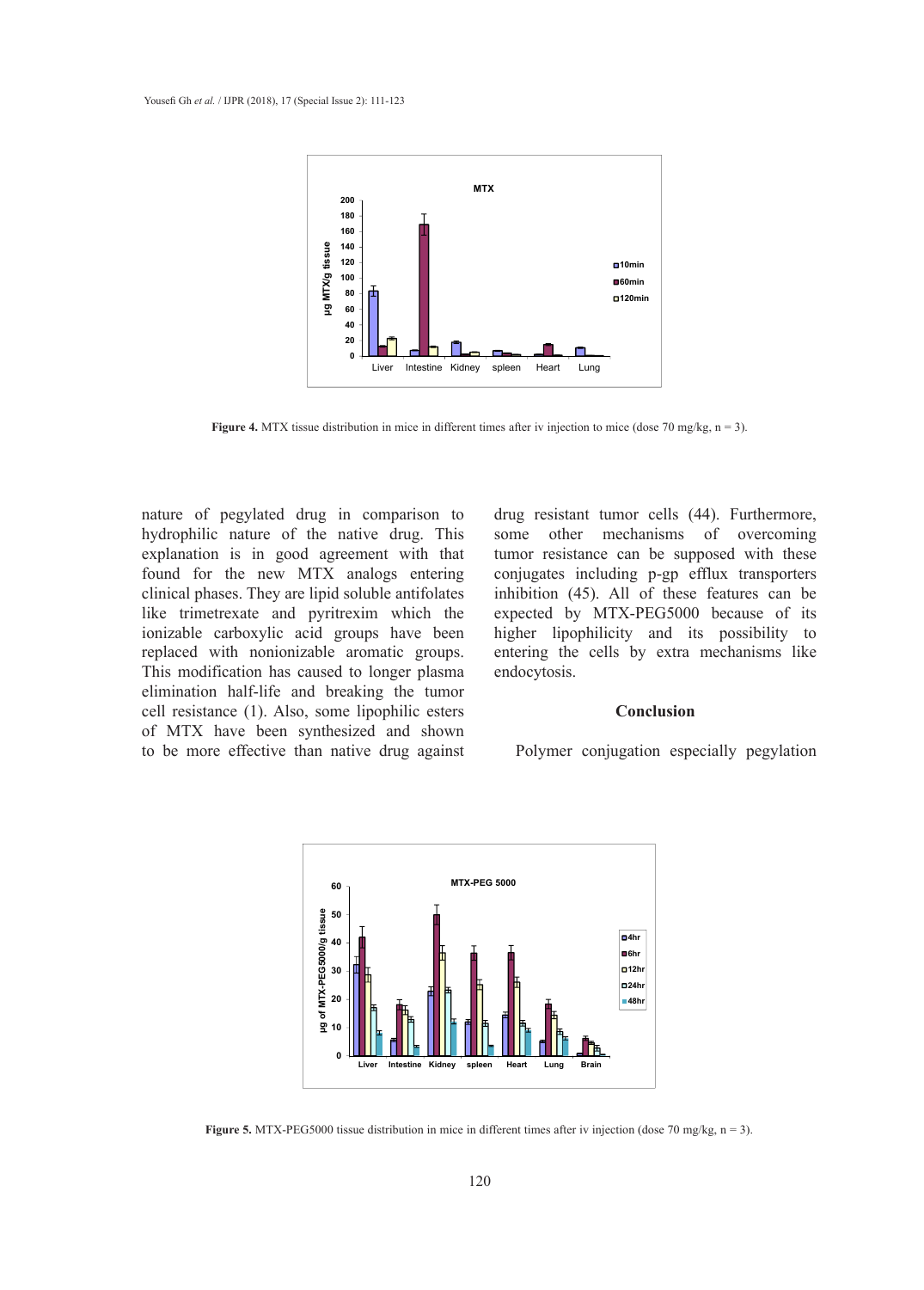**Figure 4.** MTX tissue distribution in mice in different times after iv injection to mice (dose 70 mg/kg, n = 3).

nature of pegylated drug in comparison to hydrophilic nature of the native drug. This explanation is in good agreement with that found for the new MTX analogs entering clinical phases. They are lipid soluble antifolates like trimetrexate and pyritrexim which the ionizable carboxylic acid groups have been replaced with nonionizable aromatic groups. This modification has caused to longer plasma elimination half-life and breaking the tumor cell resistance (1). Also, some lipophilic esters of MTX have been synthesized and shown to be more effective than native drug against drug resistant tumor cells (44). Furthermore, some other mechanisms of overcoming tumor resistance can be supposed with these conjugates including p-gp efflux transporters inhibition (45). All of these features can be expected by MTX-PEG5000 because of its higher lipophilicity and its possibility to entering the cells by extra mechanisms like endocytosis.

## Conclusion

Polymer conjugation especially pegylation

**Figure 5.** MTX-PEG5000 tissue distribution in mice in different times after iv injection (dose 70 mg/kg, n = 3).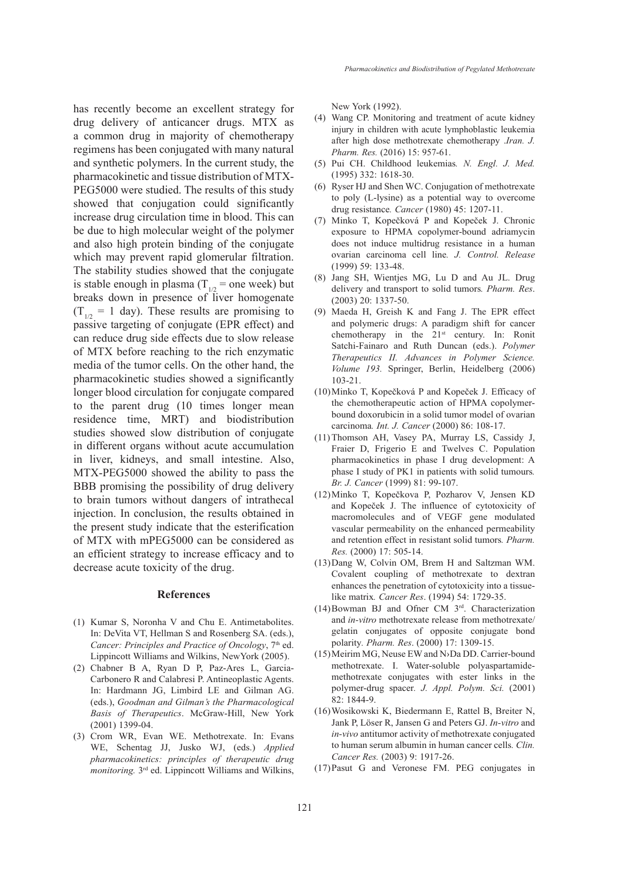has recently become an excellent strategy for drug delivery of anticancer drugs. MTX as a common drug in majority of chemotherapy regimens has been conjugated with many natural and synthetic polymers. In the current study, the pharmacokinetic and tissue distribution of MTX-PEG5000 were studied. The results of this study showed that conjugation could significantly increase drug circulation time in blood. This can be due to high molecular weight of the polymer and also high protein binding of the conjugate which may prevent rapid glomerular filtration. The stability studies showed that the conjugate is stable enough in plasma ($T_{1/2}$ = one week) but breaks down in presence of liver homogenate ($T_{1/2}$ = 1 day). These results are promising to passive targeting of conjugate (EPR effect) and can reduce drug side effects due to slow release of MTX before reaching to the rich enzymatic media of the tumor cells. On the other hand, the pharmacokinetic studies showed a significantly longer blood circulation for conjugate compared to the parent drug (10 times longer mean residence time, MRT) and biodistribution studies showed slow distribution of conjugate in different organs without acute accumulation in liver, kidneys, and small intestine. Also, MTX-PEG5000 showed the ability to pass the BBB promising the possibility of drug delivery to brain tumors without dangers of intrathecal injection. In conclusion, the results obtained in the present study indicate that the esterification of MTX with mPEG5000 can be considered as an efficient strategy to increase efficacy and to decrease acute toxicity of the drug.

## References

(1) Kumar S, Noronha V and Chu E. Antimetabolites. In: DeVita VT, Hellman S and Rosenberg SA. (eds.), *Cancer: Principles and Practice of Oncology*, 7th ed. Lippincott Williams and Wilkins, NewYork (2005).

(2) Chabner B A, Ryan D P, Paz-Ares L, Garcia-Carbonero R and Calabresi P. Antineoplastic Agents. In: Hardmann JG, Limbird LE and Gilman AG. (eds.), *Goodman and Gilman's the Pharmacological Basis of Therapeutics*. McGraw-Hill, New York (2001) 1399-04.

(3) Crom WR, Evan WE. Methotrexate. In: Evans WE, Schentag JJ, Jusko WJ, (eds.) *Applied pharmacokinetics: principles of therapeutic drug monitoring.* 3rd ed. Lippincott Williams and Wilkins, New York (1992).

(4) Wang CP. Monitoring and treatment of acute kidney injury in children with acute lymphoblastic leukemia after high dose methotrexate chemotherapy .*Iran. J. Pharm. Res.* (2016) 15: 957-61.

(5) Pui CH. Childhood leukemias*. N. Engl. J. Med.* (1995) 332: 1618-30.

(6) Ryser HJ and Shen WC. Conjugation of methotrexate to poly (L-lysine) as a potential way to overcome drug resistance*. Cancer* (1980) 45: 1207-11.

(7) Minko T, Kopečková P and Kopeček J. Chronic exposure to HPMA copolymer-bound adriamycin does not induce multidrug resistance in a human ovarian carcinoma cell line*. J. Control. Release* (1999) 59: 133-48.

(8) Jang SH, Wientjes MG, Lu D and Au JL. Drug delivery and transport to solid tumors*. Pharm. Res*. (2003) 20: 1337-50.

(9) Maeda H, Greish K and Fang J. The EPR effect and polymeric drugs: A paradigm shift for cancer chemotherapy in the 21st century. In: Ronit Satchi-Fainaro and Ruth Duncan (eds.). *Polymer Therapeutics II. Advances in Polymer Science. Volume 193.* Springer, Berlin, Heidelberg (2006) 103-21.

(10) Minko T, Kopečková P and Kopeček J. Efficacy of the chemotherapeutic action of HPMA copolymer-bound doxorubicin in a solid tumor model of ovarian carcinoma*. Int. J. Cancer* (2000) 86: 108-17.

(11) Thomson AH, Vasey PA, Murray LS, Cassidy J, Fraier D, Frigerio E and Twelves C. Population pharmacokinetics in phase I drug development: A phase I study of PK1 in patients with solid tumours*. Br. J. Cancer* (1999) 81: 99-107.

(12) Minko T, Kopečkova P, Pozharov V, Jensen KD and Kopeček J. The influence of cytotoxicity of macromolecules and of VEGF gene modulated vascular permeability on the enhanced permeability and retention effect in resistant solid tumors*. Pharm. Res.* (2000) 17: 505-14.

(13) Dang W, Colvin OM, Brem H and Saltzman WM. Covalent coupling of methotrexate to dextran enhances the penetration of cytotoxicity into a tissue-like matrix*. Cancer Res*. (1994) 54: 1729-35.

(14) Bowman BJ and Ofner CM 3rd. Characterization and *in-vitro* methotrexate release from methotrexate/gelatin conjugates of opposite conjugate bond polarity*. Pharm. Res*. (2000) 17: 1309-15.

(15) Meirim MG, Neuse EW and N›Da DD. Carrier-bound methotrexate. I. Water-soluble polyaspartamide-methotrexate conjugates with ester links in the polymer-drug spacer*. J. Appl. Polym. Sci.* (2001) 82: 1844-9.

(16) Wosikowski K, Biedermann E, Rattel B, Breiter N, Jank P, Löser R, Jansen G and Peters GJ. *In-vitro* and *in-vivo* antitumor activity of methotrexate conjugated to human serum albumin in human cancer cells*. Clin. Cancer Res.* (2003) 9: 1917-26.

(17) Pasut G and Veronese FM. PEG conjugates in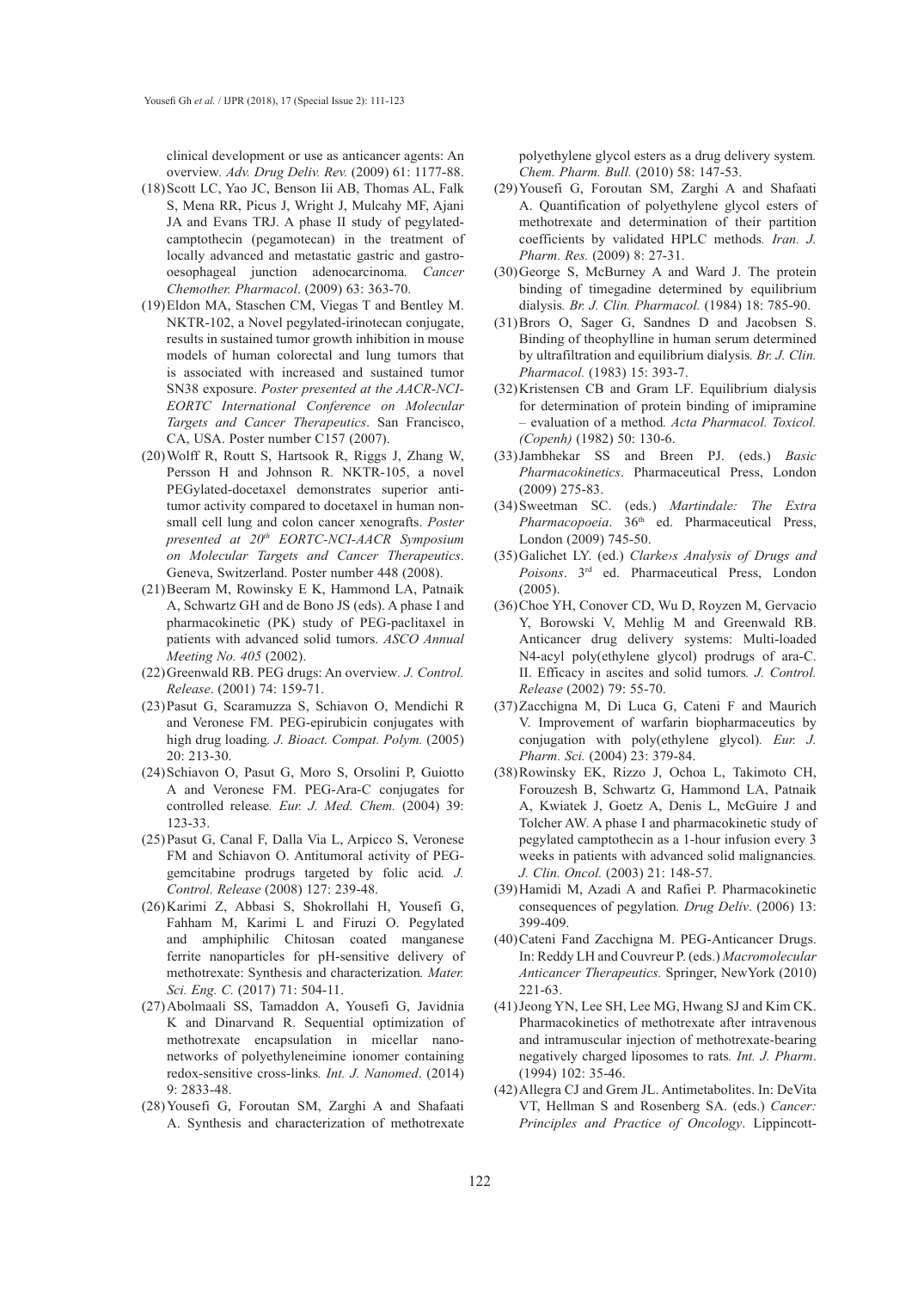clinical development or use as anticancer agents: An overview. *Adv. Drug Deliv. Rev.* (2009) 61: 1177-88.

(18) Scott LC, Yao JC, Benson Iii AB, Thomas AL, Falk S, Mena RR, Picus J, Wright J, Mulcahy MF, Ajani JA and Evans TRJ. A phase II study of pegylated-camptothecin (pegamotecan) in the treatment of locally advanced and metastatic gastric and gastro-oesophageal junction adenocarcinoma. *Cancer Chemother. Pharmacol*. (2009) 63: 363-70.

(19) Eldon MA, Staschen CM, Viegas T and Bentley M. NKTR-102, a Novel pegylated-irinotecan conjugate, results in sustained tumor growth inhibition in mouse models of human colorectal and lung tumors that is associated with increased and sustained tumor SN38 exposure. *Poster presented at the AACR-NCI-EORTC International Conference on Molecular Targets and Cancer Therapeutics*. San Francisco, CA, USA. Poster number C157 (2007).

(20) Wolff R, Routt S, Hartsook R, Riggs J, Zhang W, Persson H and Johnson R. NKTR-105, a novel PEGylated-docetaxel demonstrates superior anti-tumor activity compared to docetaxel in human non-small cell lung and colon cancer xenografts. *Poster presented at 20th EORTC-NCI-AACR Symposium on Molecular Targets and Cancer Therapeutics*. Geneva, Switzerland. Poster number 448 (2008).

(21) Beeram M, Rowinsky E K, Hammond LA, Patnaik A, Schwartz GH and de Bono JS (eds). A phase I and pharmacokinetic (PK) study of PEG-paclitaxel in patients with advanced solid tumors. *ASCO Annual Meeting No. 405* (2002).

(22) Greenwald RB. PEG drugs: An overview. *J. Control. Release*. (2001) 74: 159-71.

(23) Pasut G, Scaramuzza S, Schiavon O, Mendichi R and Veronese FM. PEG-epirubicin conjugates with high drug loading. *J. Bioact. Compat. Polym.* (2005) 20: 213-30.

(24) Schiavon O, Pasut G, Moro S, Orsolini P, Guiotto A and Veronese FM. PEG-Ara-C conjugates for controlled release. *Eur. J. Med. Chem.* (2004) 39: 123-33.

(25) Pasut G, Canal F, Dalla Via L, Arpicco S, Veronese FM and Schiavon O. Antitumoral activity of PEG-gemcitabine prodrugs targeted by folic acid. *J. Control. Release* (2008) 127: 239-48.

(26) Karimi Z, Abbasi S, Shokrollahi H, Yousefi G, Fahham M, Karimi L and Firuzi O. Pegylated and amphiphilic Chitosan coated manganese ferrite nanoparticles for pH-sensitive delivery of methotrexate: Synthesis and characterization. *Mater. Sci. Eng. C.* (2017) 71: 504-11.

(27) Abolmaali SS, Tamaddon A, Yousefi G, Javidnia K and Dinarvand R. Sequential optimization of methotrexate encapsulation in micellar nano-networks of polyethyleneimine ionomer containing redox-sensitive cross-links. *Int. J. Nanomed*. (2014) 9: 2833-48.

(28) Yousefi G, Foroutan SM, Zarghi A and Shafaati A. Synthesis and characterization of methotrexate polyethylene glycol esters as a drug delivery system. *Chem. Pharm. Bull.* (2010) 58: 147-53.

(29) Yousefi G, Foroutan SM, Zarghi A and Shafaati A. Quantification of polyethylene glycol esters of methotrexate and determination of their partition coefficients by validated HPLC methods. *Iran. J. Pharm. Res.* (2009) 8: 27-31.

(30) George S, McBurney A and Ward J. The protein binding of timegadine determined by equilibrium dialysis. *Br. J. Clin. Pharmacol.* (1984) 18: 785-90.

(31) Brors O, Sager G, Sandnes D and Jacobsen S. Binding of theophylline in human serum determined by ultrafiltration and equilibrium dialysis. *Br. J. Clin. Pharmacol.* (1983) 15: 393-7.

(32) Kristensen CB and Gram LF. Equilibrium dialysis for determination of protein binding of imipramine – evaluation of a method. *Acta Pharmacol. Toxicol. (Copenh)* (1982) 50: 130-6.

(33) Jambhekar SS and Breen PJ. (eds.) *Basic Pharmacokinetics*. Pharmaceutical Press, London (2009) 275-83.

(34) Sweetman SC. (eds.) *Martindale: The Extra Pharmacopoeia*. 36th ed. Pharmaceutical Press, London (2009) 745-50.

(35) Galichet LY. (ed.) *Clarke›s Analysis of Drugs and Poisons*. 3rd ed. Pharmaceutical Press, London (2005).

(36) Choe YH, Conover CD, Wu D, Royzen M, Gervacio Y, Borowski V, Mehlig M and Greenwald RB. Anticancer drug delivery systems: Multi-loaded N4-acyl poly(ethylene glycol) prodrugs of ara-C. II. Efficacy in ascites and solid tumors. *J. Control. Release* (2002) 79: 55-70.

(37) Zacchigna M, Di Luca G, Cateni F and Maurich V. Improvement of warfarin biopharmaceutics by conjugation with poly(ethylene glycol). *Eur. J. Pharm. Sci.* (2004) 23: 379-84.

(38) Rowinsky EK, Rizzo J, Ochoa L, Takimoto CH, Forouzesh B, Schwartz G, Hammond LA, Patnaik A, Kwiatek J, Goetz A, Denis L, McGuire J and Tolcher AW. A phase I and pharmacokinetic study of pegylated camptothecin as a 1-hour infusion every 3 weeks in patients with advanced solid malignancies. *J. Clin. Oncol.* (2003) 21: 148-57.

(39) Hamidi M, Azadi A and Rafiei P. Pharmacokinetic consequences of pegylation. *Drug Deliv*. (2006) 13: 399-409.

(40) Cateni Fand Zacchigna M. PEG-Anticancer Drugs. In: Reddy LH and Couvreur P. (eds.) *Macromolecular Anticancer Therapeutics.* Springer, NewYork (2010) 221-63.

(41) Jeong YN, Lee SH, Lee MG, Hwang SJ and Kim CK. Pharmacokinetics of methotrexate after intravenous and intramuscular injection of methotrexate-bearing negatively charged liposomes to rats. *Int. J. Pharm*. (1994) 102: 35-46.

(42) Allegra CJ and Grem JL. Antimetabolites. In: DeVita VT, Hellman S and Rosenberg SA. (eds.) *Cancer: Principles and Practice of Oncology*. Lippincott-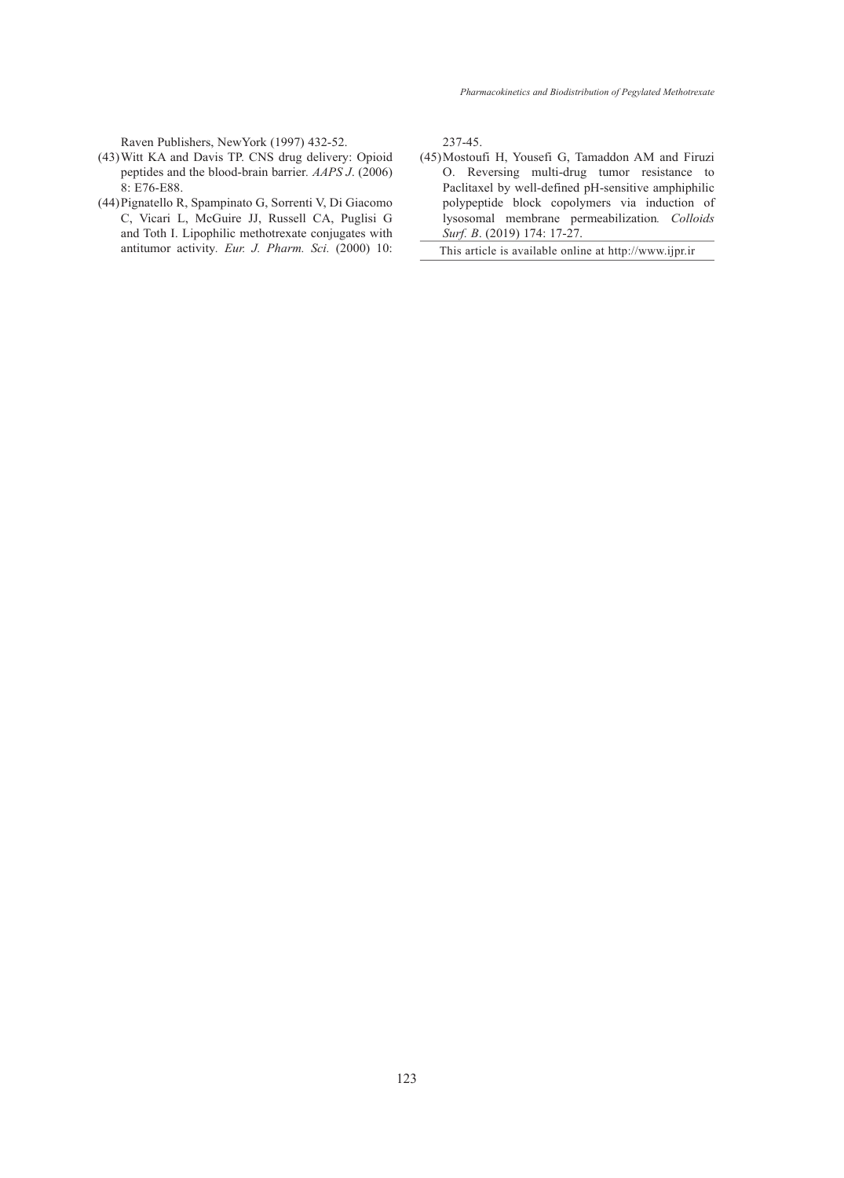Raven Publishers, NewYork (1997) 432-52.

(43) Witt KA and Davis TP. CNS drug delivery: Opioid peptides and the blood-brain barrier. *AAPS J*. (2006) 8: E76-E88.

(44) Pignatello R, Spampinato G, Sorrenti V, Di Giacomo C, Vicari L, McGuire JJ, Russell CA, Puglisi G and Toth I. Lipophilic methotrexate conjugates with antitumor activity. *Eur. J. Pharm. Sci.* (2000) 10: 237-45.

(45) Mostoufi H, Yousefi G, Tamaddon AM and Firuzi O. Reversing multi-drug tumor resistance to Paclitaxel by well-defined pH-sensitive amphiphilic polypeptide block copolymers via induction of lysosomal membrane permeabilization. *Colloids Surf. B*. (2019) 174: 17-27.

This article is available online at http://www.ijpr.ir